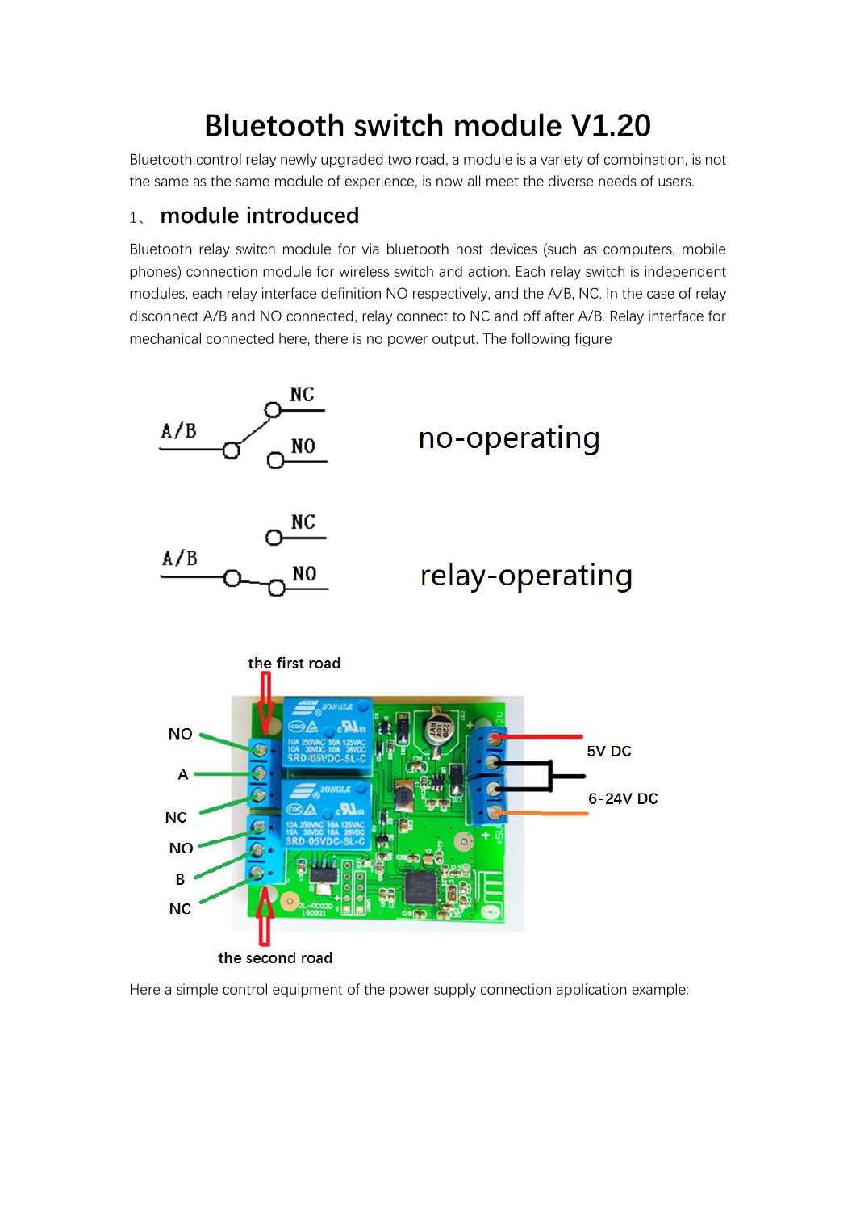# Bluetooth switch module V1.20

Bluetooth control relay newly upgraded two road, a module is a variety of combination, is not the same as the same module of experience, is now all meet the diverse needs of users.

## 1、 module introduced

Bluetooth relay switch module for via bluetooth host devices (such as computers, mobile phones) connection module for wireless switch and action. Each relay switch is independent modules, each relay interface definition NO respectively, and the A/B, NC. In the case of relay disconnect A/B and NO connected, relay connect to NC and off after A/B. Relay interface for mechanical connected here, there is no power output. The following figure

A/B
NC
NO
no-operating

A/B
NC
NO
relay-operating

the first road
NO
A
NC
NO
B
NC
the second road
5V DC
6-24V DC

Here a simple control equipment of the power supply connection application example: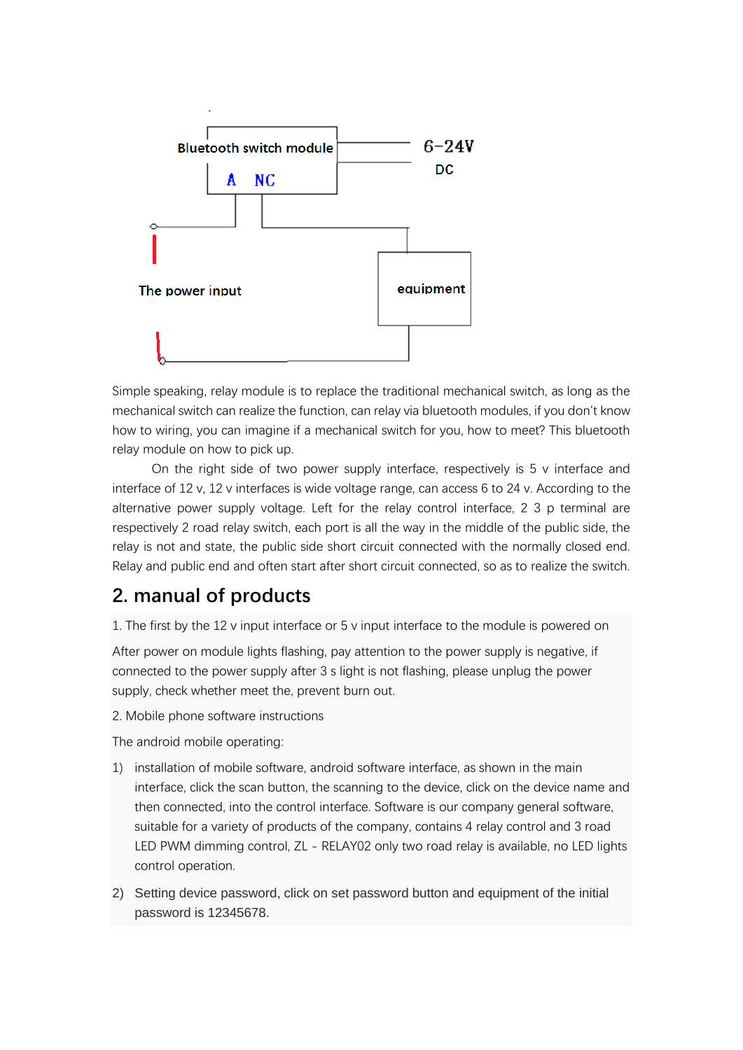Bluetooth switch module

A NC

6-24V

DC

The power input

equipment

Simple speaking, relay module is to replace the traditional mechanical switch, as long as the mechanical switch can realize the function, can relay via bluetooth modules, if you don't know how to wiring, you can imagine if a mechanical switch for you, how to meet? This bluetooth relay module on how to pick up.

On the right side of two power supply interface, respectively is 5 v interface and interface of 12 v, 12 v interfaces is wide voltage range, can access 6 to 24 v. According to the alternative power supply voltage. Left for the relay control interface, 2 3 p terminal are respectively 2 road relay switch, each port is all the way in the middle of the public side, the relay is not and state, the public side short circuit connected with the normally closed end. Relay and public end and often start after short circuit connected, so as to realize the switch.

## 2. manual of products

1. The first by the 12 v input interface or 5 v input interface to the module is powered on

After power on module lights flashing, pay attention to the power supply is negative, if connected to the power supply after 3 s light is not flashing, please unplug the power supply, check whether meet the, prevent burn out.

2. Mobile phone software instructions

The android mobile operating:

1) installation of mobile software, android software interface, as shown in the main interface, click the scan button, the scanning to the device, click on the device name and then connected, into the control interface. Software is our company general software, suitable for a variety of products of the company, contains 4 relay control and 3 road LED PWM dimming control, ZL - RELAY02 only two road relay is available, no LED lights control operation.

2) Setting device password, click on set password button and equipment of the initial password is 12345678.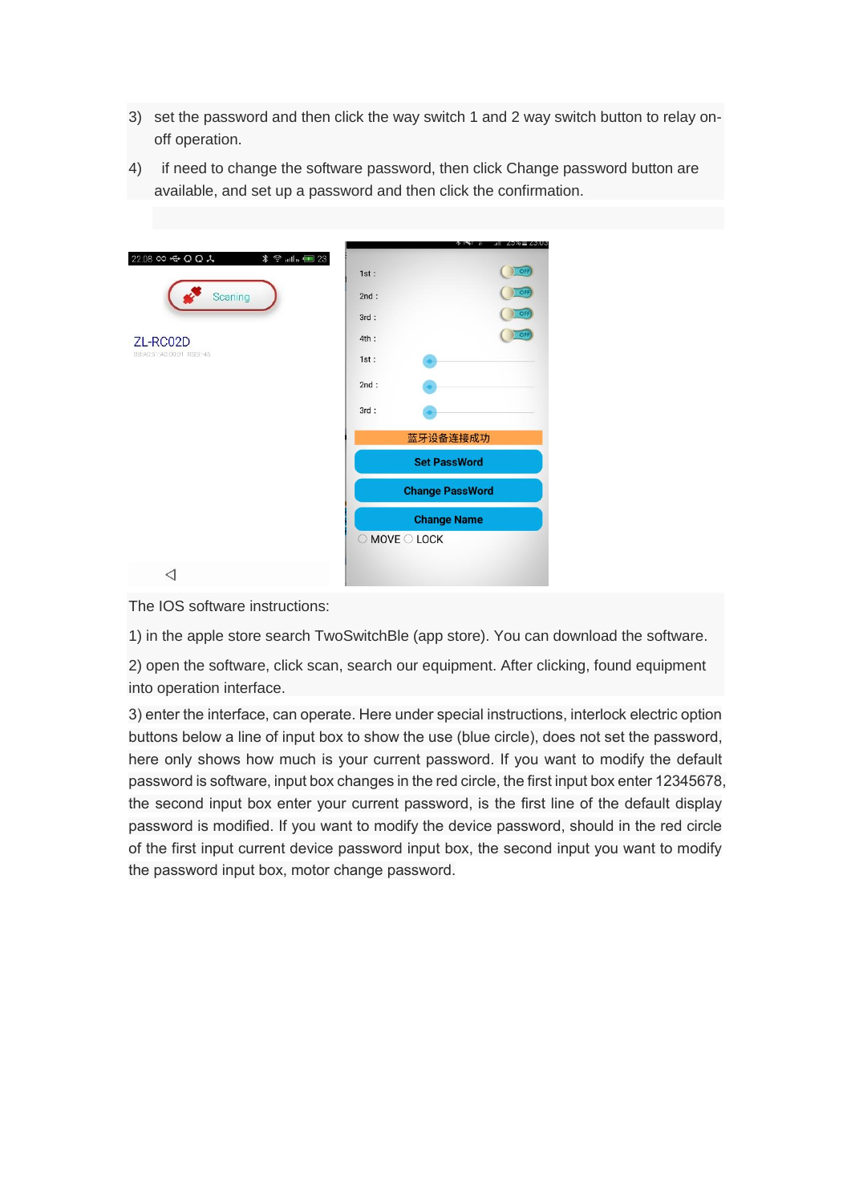3) set the password and then click the way switch 1 and 2 way switch button to relay on-off operation.

4) if need to change the software password, then click Change password button are available, and set up a password and then click the confirmation.

The IOS software instructions:

1) in the apple store search TwoSwitchBle (app store). You can download the software.

2) open the software, click scan, search our equipment. After clicking, found equipment into operation interface.

3) enter the interface, can operate. Here under special instructions, interlock electric option buttons below a line of input box to show the use (blue circle), does not set the password, here only shows how much is your current password. If you want to modify the default password is software, input box changes in the red circle, the first input box enter 12345678, the second input box enter your current password, is the first line of the default display password is modified. If you want to modify the device password, should in the red circle of the first input current device password input box, the second input you want to modify the password input box, motor change password.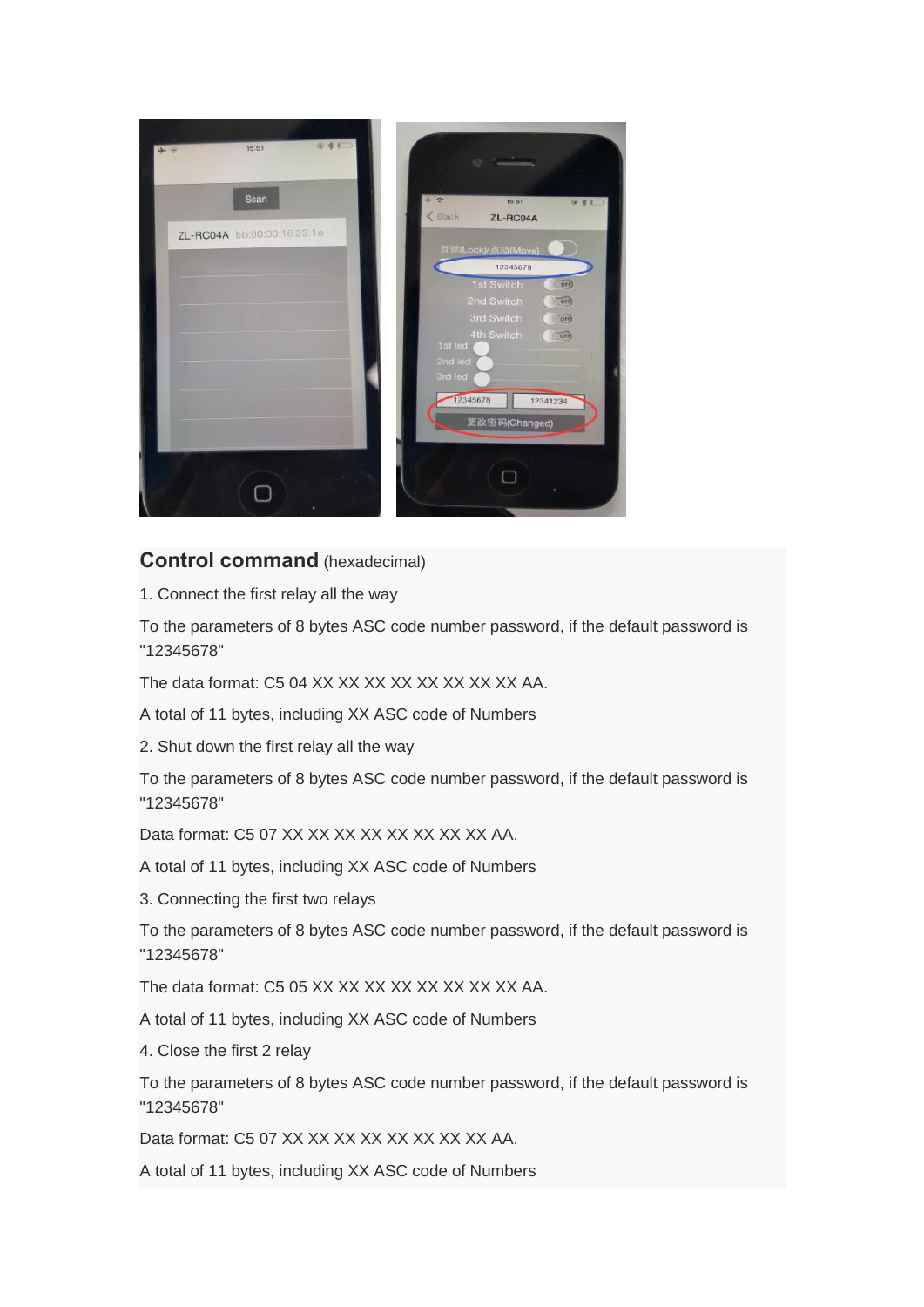**Control command** (hexadecimal)

1. Connect the first relay all the way

To the parameters of 8 bytes ASC code number password, if the default password is "12345678"

The data format: C5 04 XX XX XX XX XX XX XX XX AA.

A total of 11 bytes, including XX ASC code of Numbers

2. Shut down the first relay all the way

To the parameters of 8 bytes ASC code number password, if the default password is "12345678"

Data format: C5 07 XX XX XX XX XX XX XX XX AA.

A total of 11 bytes, including XX ASC code of Numbers

3. Connecting the first two relays

To the parameters of 8 bytes ASC code number password, if the default password is "12345678"

The data format: C5 05 XX XX XX XX XX XX XX XX AA.

A total of 11 bytes, including XX ASC code of Numbers

4. Close the first 2 relay

To the parameters of 8 bytes ASC code number password, if the default password is "12345678"

Data format: C5 07 XX XX XX XX XX XX XX XX AA.

A total of 11 bytes, including XX ASC code of Numbers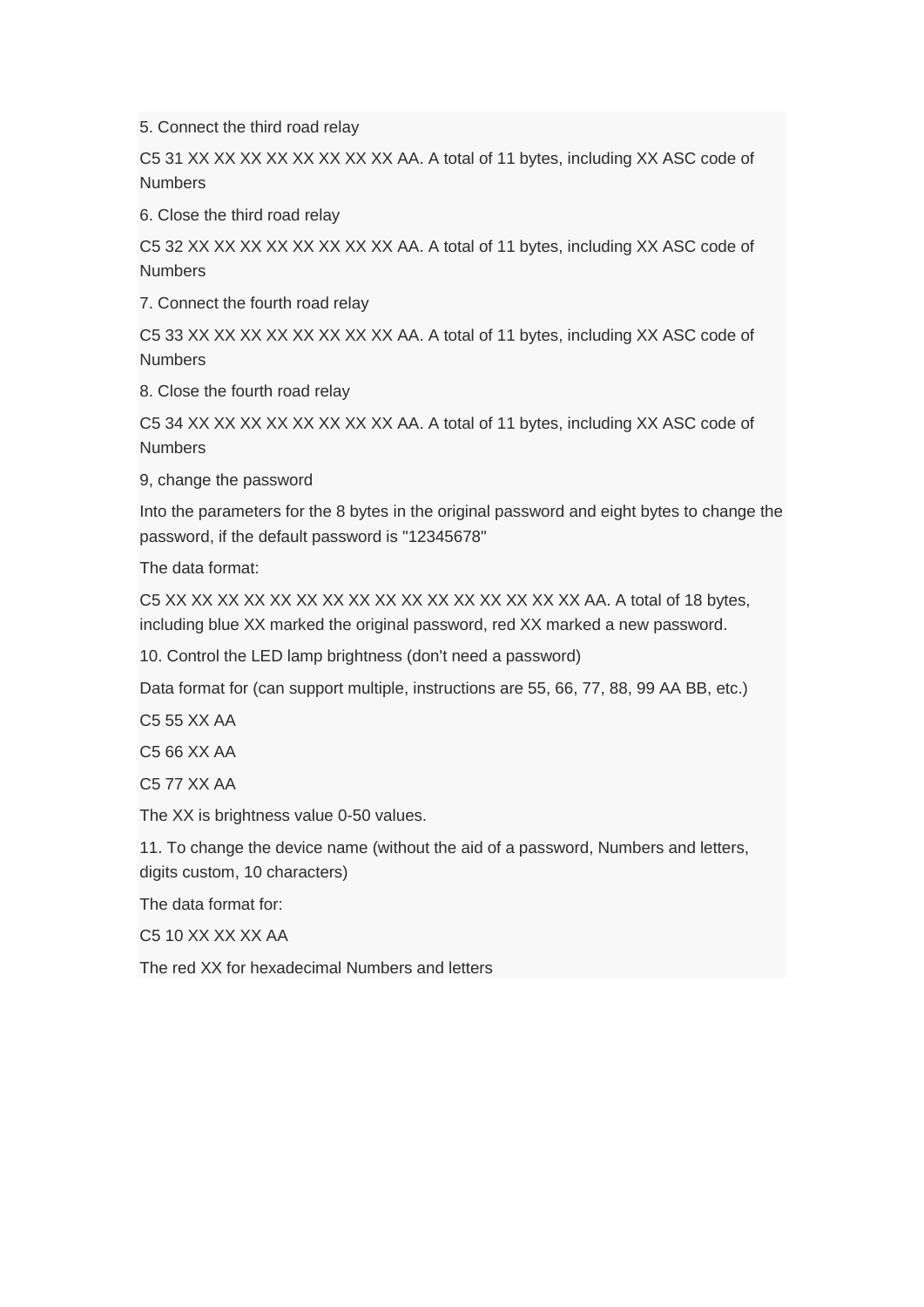5. Connect the third road relay

C5 31 XX XX XX XX XX XX XX XX AA. A total of 11 bytes, including XX ASC code of Numbers

6. Close the third road relay

C5 32 XX XX XX XX XX XX XX XX AA. A total of 11 bytes, including XX ASC code of Numbers

7. Connect the fourth road relay

C5 33 XX XX XX XX XX XX XX XX AA. A total of 11 bytes, including XX ASC code of Numbers

8. Close the fourth road relay

C5 34 XX XX XX XX XX XX XX XX AA. A total of 11 bytes, including XX ASC code of Numbers

9, change the password

Into the parameters for the 8 bytes in the original password and eight bytes to change the password, if the default password is "12345678"

The data format:

C5 XX XX XX XX XX XX XX XX XX XX XX XX XX XX XX XX AA. A total of 18 bytes, including blue XX marked the original password, red XX marked a new password.

10. Control the LED lamp brightness (don't need a password)

Data format for (can support multiple, instructions are 55, 66, 77, 88, 99 AA BB, etc.)

C5 55 XX AA

C5 66 XX AA

C5 77 XX AA

The XX is brightness value 0-50 values.

11. To change the device name (without the aid of a password, Numbers and letters, digits custom, 10 characters)

The data format for:

C5 10 XX XX XX AA

The red XX for hexadecimal Numbers and letters